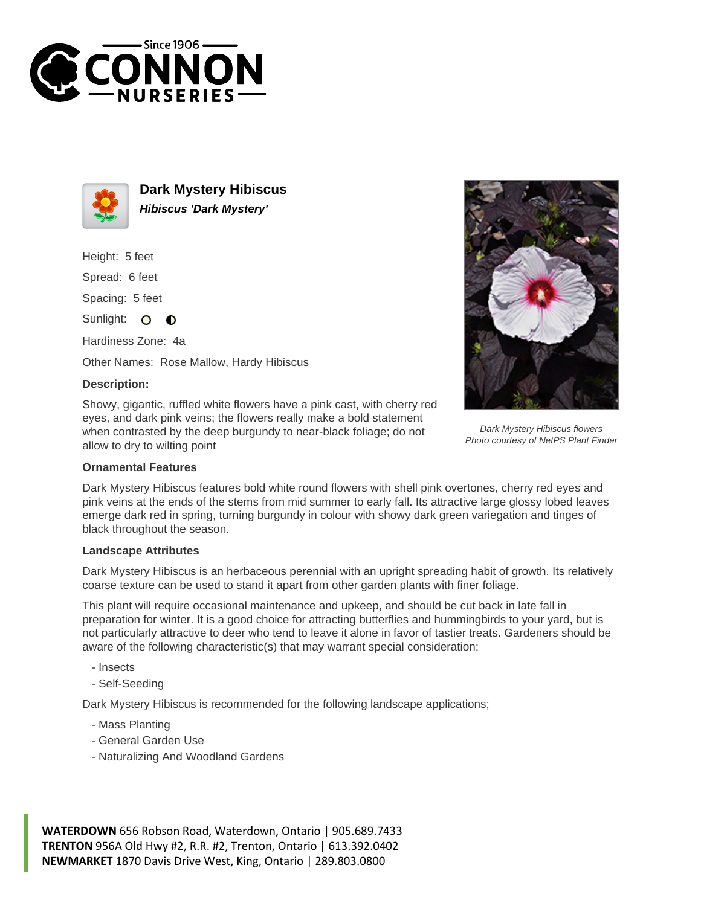# Dark Mystery Hibiscus

***Hibiscus 'Dark Mystery'***

Height: 5 feet

Spread: 6 feet

Spacing: 5 feet

Sunlight:

Hardiness Zone: 4a

Other Names: Rose Mallow, Hardy Hibiscus

**Description:**

Showy, gigantic, ruffled white flowers have a pink cast, with cherry red eyes, and dark pink veins; the flowers really make a bold statement when contrasted by the deep burgundy to near-black foliage; do not allow to dry to wilting point

*Dark Mystery Hibiscus flowers*
*Photo courtesy of NetPS Plant Finder*

### Ornamental Features

Dark Mystery Hibiscus features bold white round flowers with shell pink overtones, cherry red eyes and pink veins at the ends of the stems from mid summer to early fall. Its attractive large glossy lobed leaves emerge dark red in spring, turning burgundy in colour with showy dark green variegation and tinges of black throughout the season.

### Landscape Attributes

Dark Mystery Hibiscus is an herbaceous perennial with an upright spreading habit of growth. Its relatively coarse texture can be used to stand it apart from other garden plants with finer foliage.

This plant will require occasional maintenance and upkeep, and should be cut back in late fall in preparation for winter. It is a good choice for attracting butterflies and hummingbirds to your yard, but is not particularly attractive to deer who tend to leave it alone in favor of tastier treats. Gardeners should be aware of the following characteristic(s) that may warrant special consideration;

- Insects
- Self-Seeding

Dark Mystery Hibiscus is recommended for the following landscape applications;

- Mass Planting
- General Garden Use
- Naturalizing And Woodland Gardens

**WATERDOWN** 656 Robson Road, Waterdown, Ontario | 905.689.7433
**TRENTON** 956A Old Hwy #2, R.R. #2, Trenton, Ontario | 613.392.0402
**NEWMARKET** 1870 Davis Drive West, King, Ontario | 289.803.0800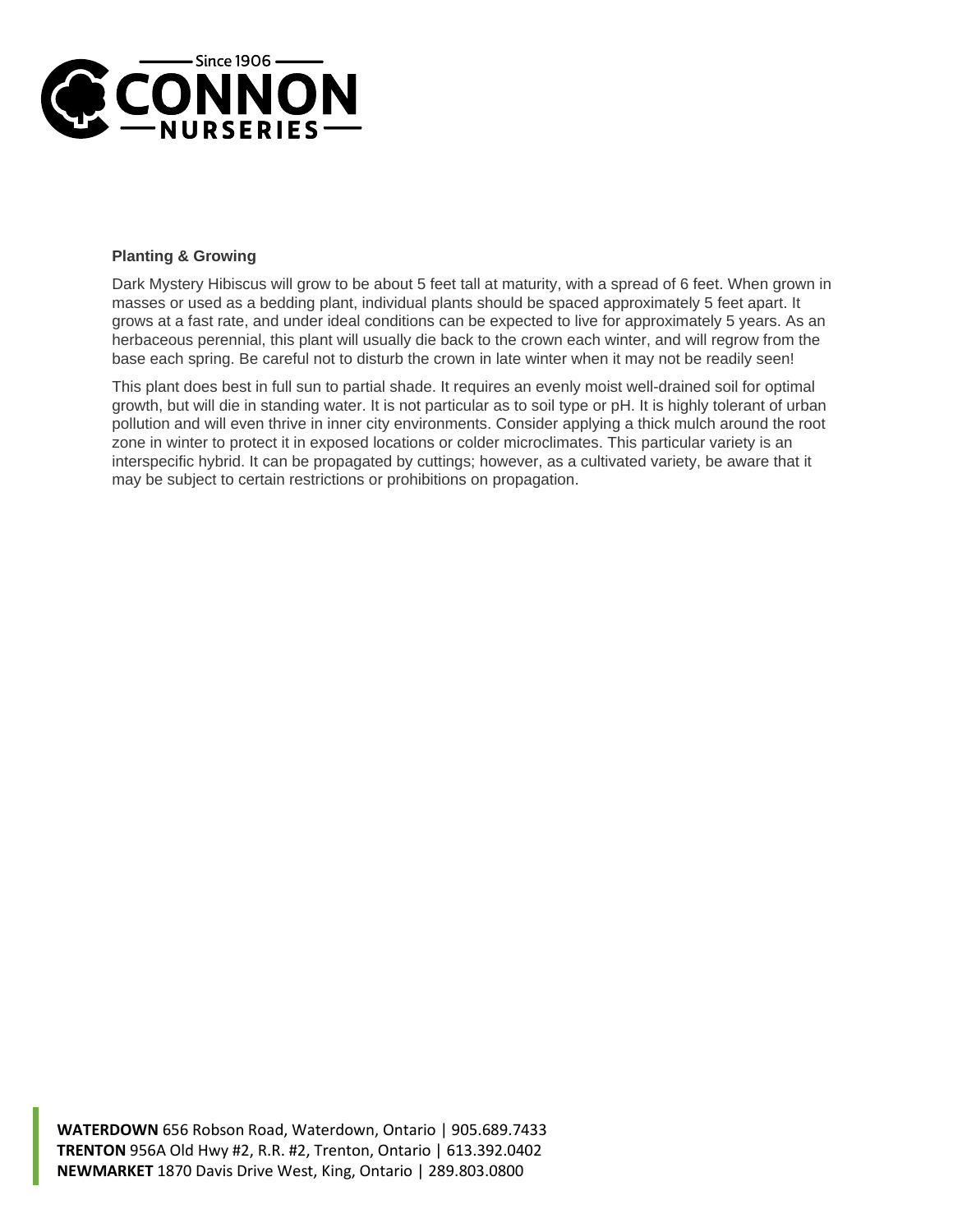**Planting & Growing**

Dark Mystery Hibiscus will grow to be about 5 feet tall at maturity, with a spread of 6 feet. When grown in masses or used as a bedding plant, individual plants should be spaced approximately 5 feet apart. It grows at a fast rate, and under ideal conditions can be expected to live for approximately 5 years. As an herbaceous perennial, this plant will usually die back to the crown each winter, and will regrow from the base each spring. Be careful not to disturb the crown in late winter when it may not be readily seen!

This plant does best in full sun to partial shade. It requires an evenly moist well-drained soil for optimal growth, but will die in standing water. It is not particular as to soil type or pH. It is highly tolerant of urban pollution and will even thrive in inner city environments. Consider applying a thick mulch around the root zone in winter to protect it in exposed locations or colder microclimates. This particular variety is an interspecific hybrid. It can be propagated by cuttings; however, as a cultivated variety, be aware that it may be subject to certain restrictions or prohibitions on propagation.